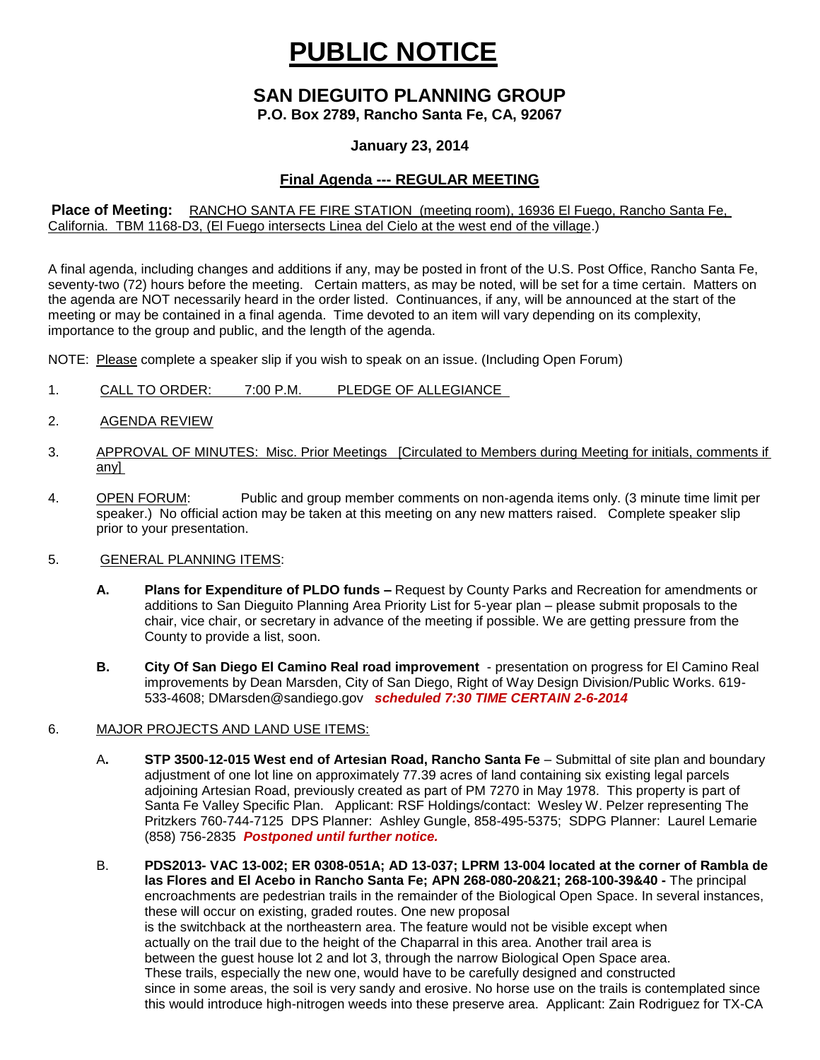# PUBLIC NOTICE

## SAN DIEGUITO PLANNING GROUP

**P.O. Box 2789, Rancho Santa Fe, CA, 92067**

**January 23, 2014**

**Final Agenda --- REGULAR MEETING**

**Place of Meeting:** RANCHO SANTA FE FIRE STATION (meeting room), 16936 El Fuego, Rancho Santa Fe, California. TBM 1168-D3, (El Fuego intersects Linea del Cielo at the west end of the village.)

A final agenda, including changes and additions if any, may be posted in front of the U.S. Post Office, Rancho Santa Fe, seventy-two (72) hours before the meeting. Certain matters, as may be noted, will be set for a time certain. Matters on the agenda are NOT necessarily heard in the order listed. Continuances, if any, will be announced at the start of the meeting or may be contained in a final agenda. Time devoted to an item will vary depending on its complexity, importance to the group and public, and the length of the agenda.

NOTE: Please complete a speaker slip if you wish to speak on an issue. (Including Open Forum)

1. CALL TO ORDER: 7:00 P.M. PLEDGE OF ALLEGIANCE

2. AGENDA REVIEW

3. APPROVAL OF MINUTES: Misc. Prior Meetings [Circulated to Members during Meeting for initials, comments if any]

4. OPEN FORUM: Public and group member comments on non-agenda items only. (3 minute time limit per speaker.) No official action may be taken at this meeting on any new matters raised. Complete speaker slip prior to your presentation.

5. GENERAL PLANNING ITEMS:

   **A. Plans for Expenditure of PLDO funds –** Request by County Parks and Recreation for amendments or additions to San Dieguito Planning Area Priority List for 5-year plan – please submit proposals to the chair, vice chair, or secretary in advance of the meeting if possible. We are getting pressure from the County to provide a list, soon.

   **B. City Of San Diego El Camino Real road improvement** - presentation on progress for El Camino Real improvements by Dean Marsden, City of San Diego, Right of Way Design Division/Public Works. 619-533-4608; DMarsden@sandiego.gov ***scheduled 7:30 TIME CERTAIN 2-6-2014***

6. MAJOR PROJECTS AND LAND USE ITEMS:

   A**. STP 3500-12-015 West end of Artesian Road, Rancho Santa Fe** – Submittal of site plan and boundary adjustment of one lot line on approximately 77.39 acres of land containing six existing legal parcels adjoining Artesian Road, previously created as part of PM 7270 in May 1978. This property is part of Santa Fe Valley Specific Plan. Applicant: RSF Holdings/contact: Wesley W. Pelzer representing The Pritzkers 760-744-7125 DPS Planner: Ashley Gungle, 858-495-5375; SDPG Planner: Laurel Lemarie (858) 756-2835 ***Postponed until further notice.***

   B. **PDS2013- VAC 13-002; ER 0308-051A; AD 13-037; LPRM 13-004 located at the corner of Rambla de las Flores and El Acebo in Rancho Santa Fe; APN 268-080-20&21; 268-100-39&40 -** The principal encroachments are pedestrian trails in the remainder of the Biological Open Space. In several instances, these will occur on existing, graded routes. One new proposal is the switchback at the northeastern area. The feature would not be visible except when actually on the trail due to the height of the Chaparral in this area. Another trail area is between the guest house lot 2 and lot 3, through the narrow Biological Open Space area. These trails, especially the new one, would have to be carefully designed and constructed since in some areas, the soil is very sandy and erosive. No horse use on the trails is contemplated since this would introduce high-nitrogen weeds into these preserve area. Applicant: Zain Rodriguez for TX-CA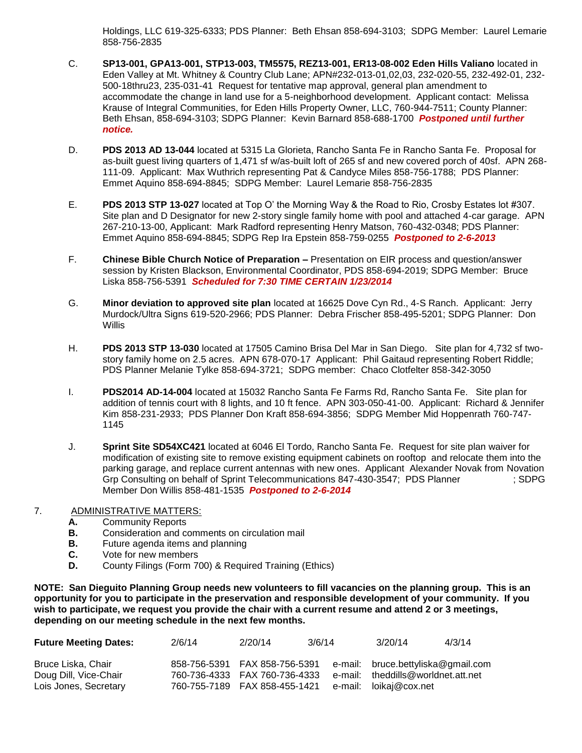Holdings, LLC 619-325-6333; PDS Planner: Beth Ehsan 858-694-3103; SDPG Member: Laurel Lemarie 858-756-2835

C. **SP13-001, GPA13-001, STP13-003, TM5575, REZ13-001, ER13-08-002 Eden Hills Valiano** located in Eden Valley at Mt. Whitney & Country Club Lane; APN#232-013-01,02,03, 232-020-55, 232-492-01, 232-500-18thru23, 235-031-41 Request for tentative map approval, general plan amendment to accommodate the change in land use for a 5-neighborhood development. Applicant contact: Melissa Krause of Integral Communities, for Eden Hills Property Owner, LLC, 760-944-7511; County Planner: Beth Ehsan, 858-694-3103; SDPG Planner: Kevin Barnard 858-688-1700 ***Postponed until further notice.***

D. **PDS 2013 AD 13-044** located at 5315 La Glorieta, Rancho Santa Fe in Rancho Santa Fe. Proposal for as-built guest living quarters of 1,471 sf w/as-built loft of 265 sf and new covered porch of 40sf. APN 268-111-09. Applicant: Max Wuthrich representing Pat & Candyce Miles 858-756-1788; PDS Planner: Emmet Aquino 858-694-8845; SDPG Member: Laurel Lemarie 858-756-2835

E. **PDS 2013 STP 13-027** located at Top O' the Morning Way & the Road to Rio, Crosby Estates lot #307. Site plan and D Designator for new 2-story single family home with pool and attached 4-car garage. APN 267-210-13-00, Applicant: Mark Radford representing Henry Matson, 760-432-0348; PDS Planner: Emmet Aquino 858-694-8845; SDPG Rep Ira Epstein 858-759-0255 ***Postponed to 2-6-2013***

F. **Chinese Bible Church Notice of Preparation –** Presentation on EIR process and question/answer session by Kristen Blackson, Environmental Coordinator, PDS 858-694-2019; SDPG Member: Bruce Liska 858-756-5391 ***Scheduled for 7:30 TIME CERTAIN 1/23/2014***

G. **Minor deviation to approved site plan** located at 16625 Dove Cyn Rd., 4-S Ranch. Applicant: Jerry Murdock/Ultra Signs 619-520-2966; PDS Planner: Debra Frischer 858-495-5201; SDPG Planner: Don Willis

H. **PDS 2013 STP 13-030** located at 17505 Camino Brisa Del Mar in San Diego. Site plan for 4,732 sf two-story family home on 2.5 acres. APN 678-070-17 Applicant: Phil Gaitaud representing Robert Riddle; PDS Planner Melanie Tylke 858-694-3721; SDPG member: Chaco Clotfelter 858-342-3050

I. **PDS2014 AD-14-004** located at 15032 Rancho Santa Fe Farms Rd, Rancho Santa Fe. Site plan for addition of tennis court with 8 lights, and 10 ft fence. APN 303-050-41-00. Applicant: Richard & Jennifer Kim 858-231-2933; PDS Planner Don Kraft 858-694-3856; SDPG Member Mid Hoppenrath 760-747-1145

J. **Sprint Site SD54XC421** located at 6046 El Tordo, Rancho Santa Fe. Request for site plan waiver for modification of existing site to remove existing equipment cabinets on rooftop and relocate them into the parking garage, and replace current antennas with new ones. Applicant Alexander Novak from Novation Grp Consulting on behalf of Sprint Telecommunications 847-430-3547; PDS Planner ; SDPG Member Don Willis 858-481-1535 ***Postponed to 2-6-2014***

7. ADMINISTRATIVE MATTERS:
   - **A.** Community Reports
   - **B.** Consideration and comments on circulation mail
   - **B.** Future agenda items and planning
   - **C.** Vote for new members
   - **D.** County Filings (Form 700) & Required Training (Ethics)

**NOTE: San Dieguito Planning Group needs new volunteers to fill vacancies on the planning group. This is an opportunity for you to participate in the preservation and responsible development of your community. If you wish to participate, we request you provide the chair with a current resume and attend 2 or 3 meetings, depending on our meeting schedule in the next few months.**

**Future Meeting Dates:** 2/6/14 2/20/14 3/6/14 3/20/14 4/3/14

| | | | |
|---|---|---|---|
| Bruce Liska, Chair | 858-756-5391 | FAX 858-756-5391 | e-mail: bruce.bettyliska@gmail.com |
| Doug Dill, Vice-Chair | 760-736-4333 | FAX 760-736-4333 | e-mail: theddills@worldnet.att.net |
| Lois Jones, Secretary | 760-755-7189 | FAX 858-455-1421 | e-mail: loikaj@cox.net |